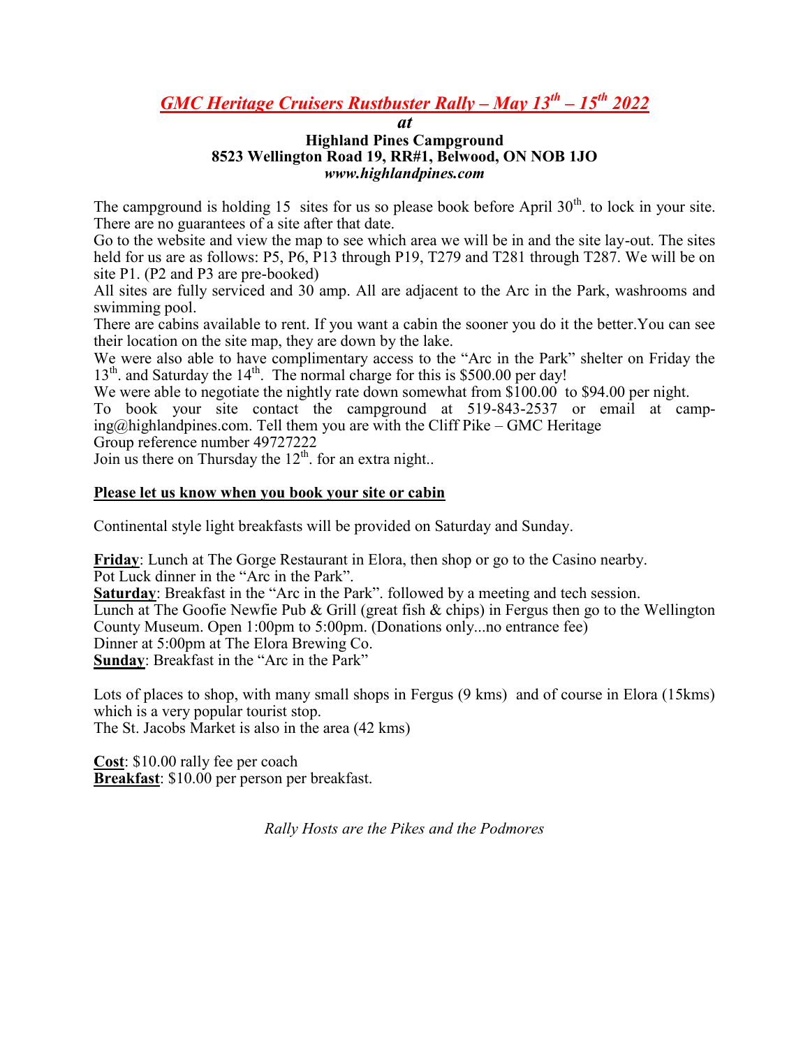# *GMC Heritage Cruisers Rustbuster Rally – May 13th – 15th 2022*

***at***

**Highland Pines Campground**
**8523 Wellington Road 19, RR#1, Belwood, ON NOB 1JO**
***www.highlandpines.com***

The campground is holding 15 sites for us so please book before April 30th. to lock in your site. There are no guarantees of a site after that date.
Go to the website and view the map to see which area we will be in and the site lay-out. The sites held for us are as follows: P5, P6, P13 through P19, T279 and T281 through T287. We will be on site P1. (P2 and P3 are pre-booked)
All sites are fully serviced and 30 amp. All are adjacent to the Arc in the Park, washrooms and swimming pool.
There are cabins available to rent. If you want a cabin the sooner you do it the better.You can see their location on the site map, they are down by the lake.
We were also able to have complimentary access to the "Arc in the Park" shelter on Friday the 13th. and Saturday the 14th. The normal charge for this is $500.00 per day!
We were able to negotiate the nightly rate down somewhat from $100.00 to $94.00 per night.
To book your site contact the campground at 519-843-2537 or email at camping@highlandpines.com. Tell them you are with the Cliff Pike – GMC Heritage
Group reference number 49727222
Join us there on Thursday the 12th. for an extra night..

**Please let us know when you book your site or cabin**

Continental style light breakfasts will be provided on Saturday and Sunday.

**Friday**: Lunch at The Gorge Restaurant in Elora, then shop or go to the Casino nearby.
Pot Luck dinner in the "Arc in the Park".
**Saturday**: Breakfast in the "Arc in the Park". followed by a meeting and tech session.
Lunch at The Goofie Newfie Pub & Grill (great fish & chips) in Fergus then go to the Wellington County Museum. Open 1:00pm to 5:00pm. (Donations only...no entrance fee)
Dinner at 5:00pm at The Elora Brewing Co.
**Sunday**: Breakfast in the "Arc in the Park"

Lots of places to shop, with many small shops in Fergus (9 kms) and of course in Elora (15kms) which is a very popular tourist stop.
The St. Jacobs Market is also in the area (42 kms)

**Cost**: $10.00 rally fee per coach
**Breakfast**: $10.00 per person per breakfast.

*Rally Hosts are the Pikes and the Podmores*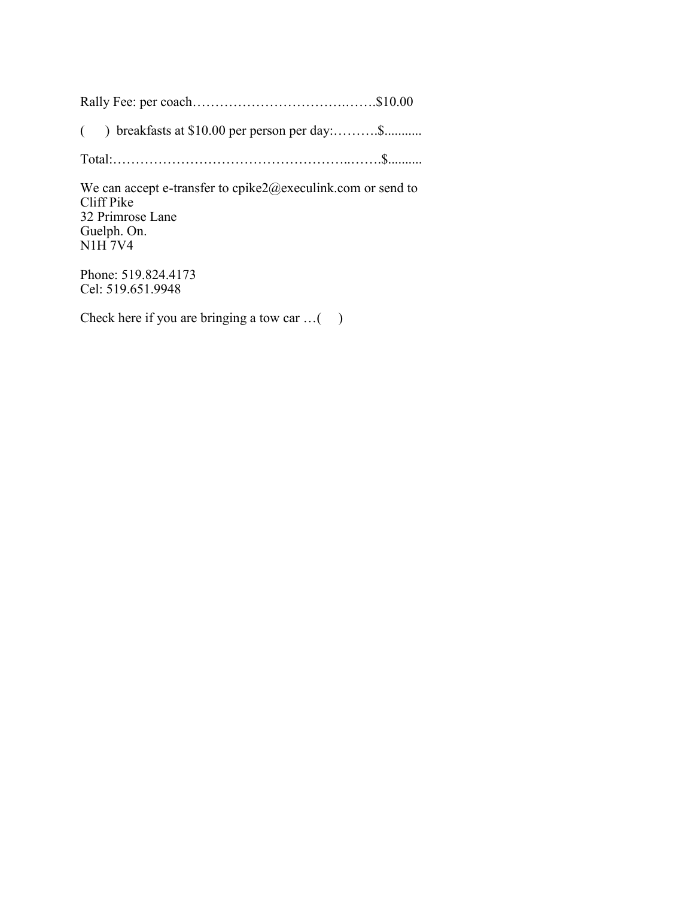Rally Fee: per coach……………………………..…….$10.00

(     ) breakfasts at $10.00 per person per day:……….$...........

Total:…………………………………………..…….$..........

We can accept e-transfer to cpike2@execulink.com or send to  
Cliff Pike  
32 Primrose Lane  
Guelph. On.  
N1H 7V4

Phone: 519.824.4173  
Cel: 519.651.9948

Check here if you are bringing a tow car …(     )